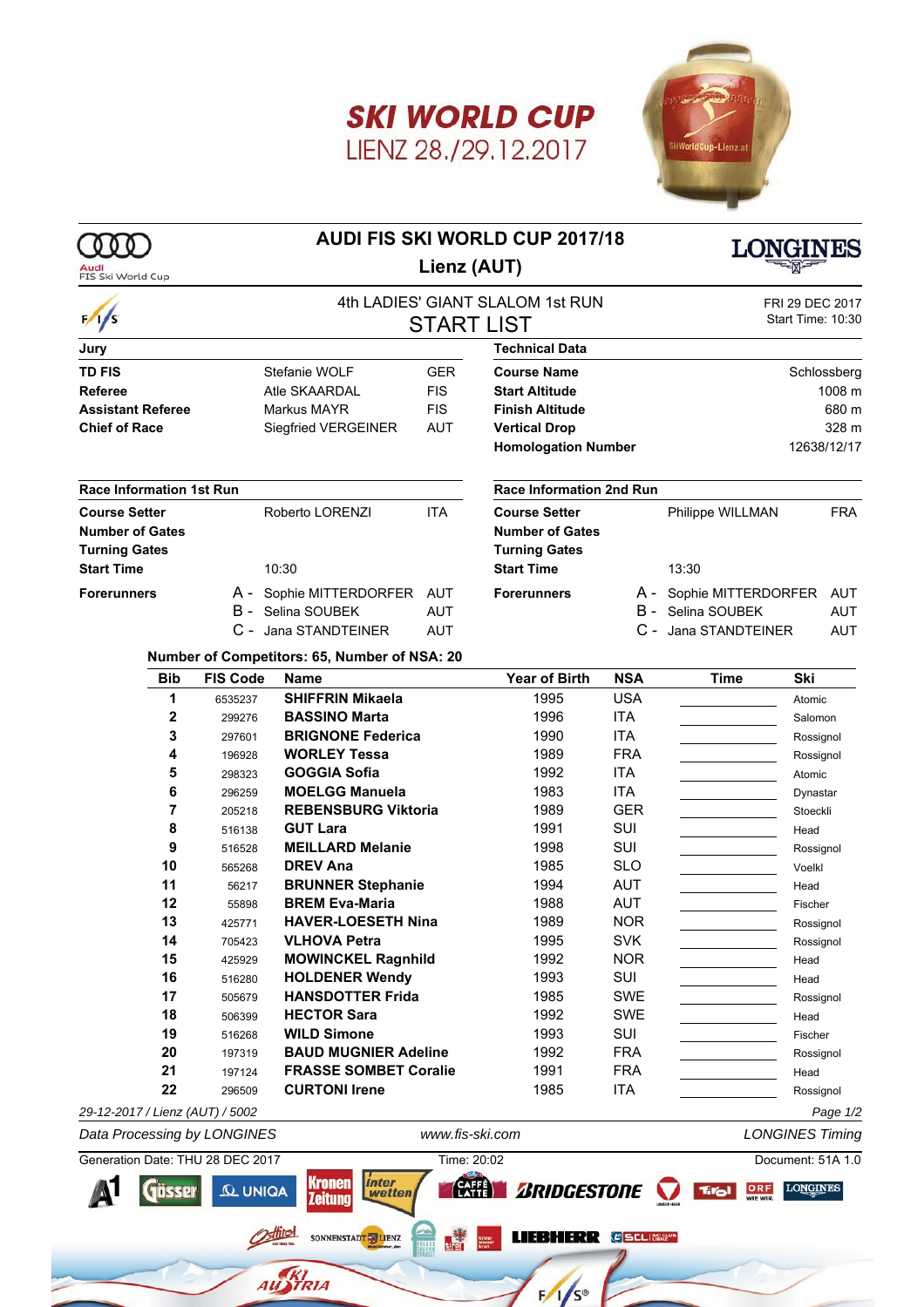# SKI WORLD CUP

LIENZ 28./29.12.2017

Audi FIS Ski World Cup

## AUDI FIS SKI WORLD CUP 2017/18

## Lienz (AUT)

LONGINES

### 4th LADIES' GIANT SLALOM 1st RUN

### START LIST

FRI 29 DEC 2017
Start Time: 10:30

| Jury | | |
|---|---|---|
| **TD FIS** | Stefanie WOLF | GER |
| **Referee** | Atle SKAARDAL | FIS |
| **Assistant Referee** | Markus MAYR | FIS |
| **Chief of Race** | Siegfried VERGEINER | AUT |

| Technical Data | |
|---|---|
| **Course Name** | Schlossberg |
| **Start Altitude** | 1008 m |
| **Finish Altitude** | 680 m |
| **Vertical Drop** | 328 m |
| **Homologation Number** | 12638/12/17 |

| Race Information 1st Run | | |
|---|---|---|
| **Course Setter** | Roberto LORENZI | ITA |
| **Number of Gates** | | |
| **Turning Gates** | | |
| **Start Time** | 10:30 | |
| **Forerunners** | A - Sophie MITTERDORFER | AUT |
| | B - Selina SOUBEK | AUT |
| | C - Jana STANDTEINER | AUT |

| Race Information 2nd Run | | |
|---|---|---|
| **Course Setter** | Philippe WILLMAN | FRA |
| **Number of Gates** | | |
| **Turning Gates** | | |
| **Start Time** | 13:30 | |
| **Forerunners** | A - Sophie MITTERDORFER | AUT |
| | B - Selina SOUBEK | AUT |
| | C - Jana STANDTEINER | AUT |

**Number of Competitors: 65, Number of NSA: 20**

| Bib | FIS Code | Name | Year of Birth | NSA | Time | Ski |
|---|---|---|---|---|---|---|
| 1 | 6535237 | **SHIFFRIN Mikaela** | 1995 | USA | | Atomic |
| 2 | 299276 | **BASSINO Marta** | 1996 | ITA | | Salomon |
| 3 | 297601 | **BRIGNONE Federica** | 1990 | ITA | | Rossignol |
| 4 | 196928 | **WORLEY Tessa** | 1989 | FRA | | Rossignol |
| 5 | 298323 | **GOGGIA Sofia** | 1992 | ITA | | Atomic |
| 6 | 296259 | **MOELGG Manuela** | 1983 | ITA | | Dynastar |
| 7 | 205218 | **REBENSBURG Viktoria** | 1989 | GER | | Stoeckli |
| 8 | 516138 | **GUT Lara** | 1991 | SUI | | Head |
| 9 | 516528 | **MEILLARD Melanie** | 1998 | SUI | | Rossignol |
| 10 | 565268 | **DREV Ana** | 1985 | SLO | | Voelkl |
| 11 | 56217 | **BRUNNER Stephanie** | 1994 | AUT | | Head |
| 12 | 55898 | **BREM Eva-Maria** | 1988 | AUT | | Fischer |
| 13 | 425771 | **HAVER-LOESETH Nina** | 1989 | NOR | | Rossignol |
| 14 | 705423 | **VLHOVA Petra** | 1995 | SVK | | Rossignol |
| 15 | 425929 | **MOWINCKEL Ragnhild** | 1992 | NOR | | Head |
| 16 | 516280 | **HOLDENER Wendy** | 1993 | SUI | | Head |
| 17 | 505679 | **HANSDOTTER Frida** | 1985 | SWE | | Rossignol |
| 18 | 506399 | **HECTOR Sara** | 1992 | SWE | | Head |
| 19 | 516268 | **WILD Simone** | 1993 | SUI | | Fischer |
| 20 | 197319 | **BAUD MUGNIER Adeline** | 1992 | FRA | | Rossignol |
| 21 | 197124 | **FRASSE SOMBET Coralie** | 1991 | FRA | | Head |
| 22 | 296509 | **CURTONI Irene** | 1985 | ITA | | Rossignol |

*29-12-2017 / Lienz (AUT) / 5002*

*Data Processing by LONGINES* *www.fis-ski.com* *LONGINES Timing*

Generation Date: THU 28 DEC 2017 Time: 20:02 Document: 51A 1.0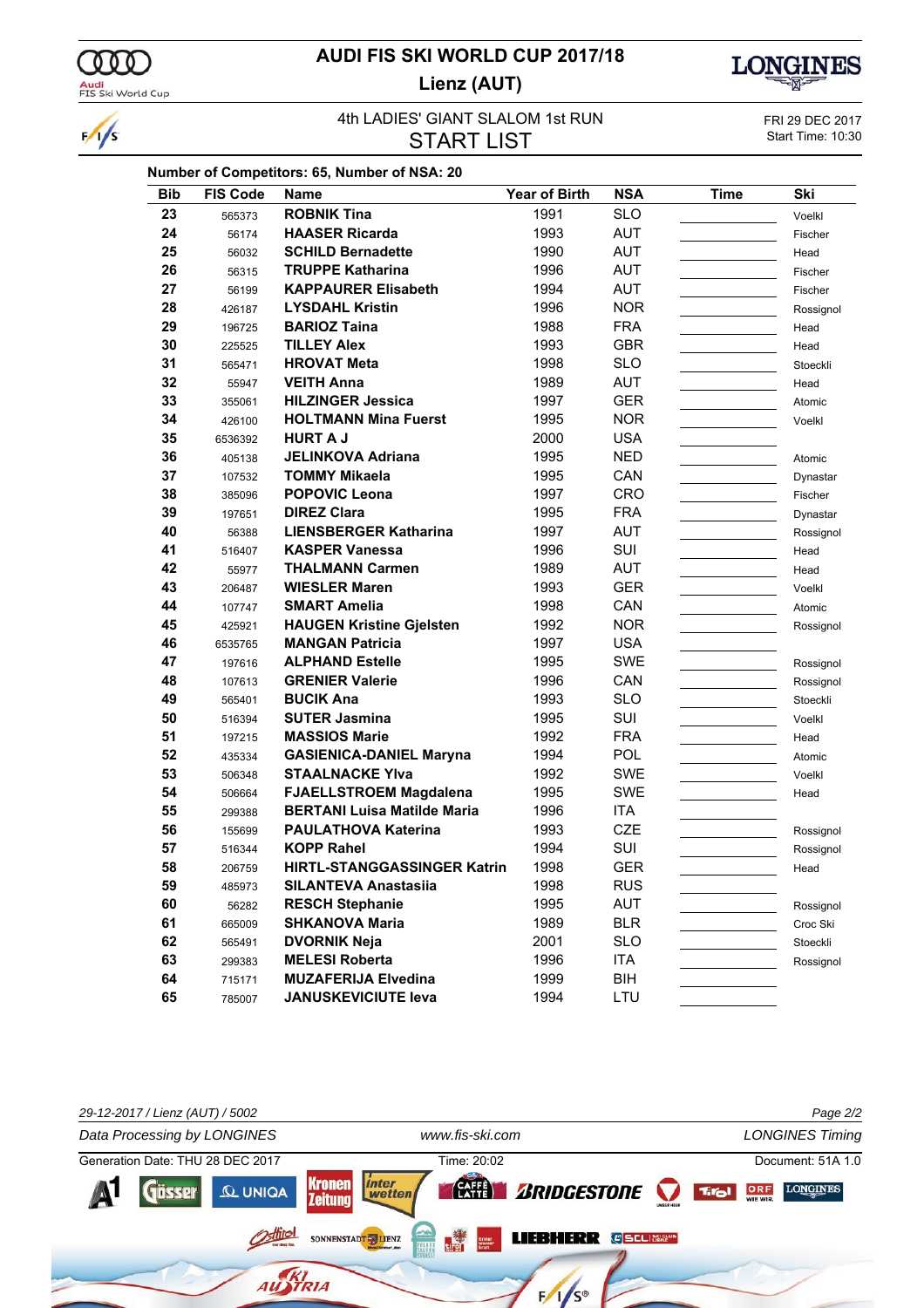# AUDI FIS SKI WORLD CUP 2017/18

**Lienz (AUT)**

4th LADIES' GIANT SLALOM 1st RUN

START LIST

FRI 29 DEC 2017
Start Time: 10:30

**Number of Competitors: 65, Number of NSA: 20**

| Bib | FIS Code | Name | Year of Birth | NSA | Time | Ski |
|---|---|---|---|---|---|---|
| 23 | 565373 | **ROBNIK Tina** | 1991 | SLO | | Voelkl |
| 24 | 56174 | **HAASER Ricarda** | 1993 | AUT | | Fischer |
| 25 | 56032 | **SCHILD Bernadette** | 1990 | AUT | | Head |
| 26 | 56315 | **TRUPPE Katharina** | 1996 | AUT | | Fischer |
| 27 | 56199 | **KAPPAURER Elisabeth** | 1994 | AUT | | Fischer |
| 28 | 426187 | **LYSDAHL Kristin** | 1996 | NOR | | Rossignol |
| 29 | 196725 | **BARIOZ Taina** | 1988 | FRA | | Head |
| 30 | 225525 | **TILLEY Alex** | 1993 | GBR | | Head |
| 31 | 565471 | **HROVAT Meta** | 1998 | SLO | | Stoeckli |
| 32 | 55947 | **VEITH Anna** | 1989 | AUT | | Head |
| 33 | 355061 | **HILZINGER Jessica** | 1997 | GER | | Atomic |
| 34 | 426100 | **HOLTMANN Mina Fuerst** | 1995 | NOR | | Voelkl |
| 35 | 6536392 | **HURT A J** | 2000 | USA | | |
| 36 | 405138 | **JELINKOVA Adriana** | 1995 | NED | | Atomic |
| 37 | 107532 | **TOMMY Mikaela** | 1995 | CAN | | Dynastar |
| 38 | 385096 | **POPOVIC Leona** | 1997 | CRO | | Fischer |
| 39 | 197651 | **DIREZ Clara** | 1995 | FRA | | Dynastar |
| 40 | 56388 | **LIENSBERGER Katharina** | 1997 | AUT | | Rossignol |
| 41 | 516407 | **KASPER Vanessa** | 1996 | SUI | | Head |
| 42 | 55977 | **THALMANN Carmen** | 1989 | AUT | | Head |
| 43 | 206487 | **WIESLER Maren** | 1993 | GER | | Voelkl |
| 44 | 107747 | **SMART Amelia** | 1998 | CAN | | Atomic |
| 45 | 425921 | **HAUGEN Kristine Gjelsten** | 1992 | NOR | | Rossignol |
| 46 | 6535765 | **MANGAN Patricia** | 1997 | USA | | |
| 47 | 197616 | **ALPHAND Estelle** | 1995 | SWE | | Rossignol |
| 48 | 107613 | **GRENIER Valerie** | 1996 | CAN | | Rossignol |
| 49 | 565401 | **BUCIK Ana** | 1993 | SLO | | Stoeckli |
| 50 | 516394 | **SUTER Jasmina** | 1995 | SUI | | Voelkl |
| 51 | 197215 | **MASSIOS Marie** | 1992 | FRA | | Head |
| 52 | 435334 | **GASIENICA-DANIEL Maryna** | 1994 | POL | | Atomic |
| 53 | 506348 | **STAALNACKE Ylva** | 1992 | SWE | | Voelkl |
| 54 | 506664 | **FJAELLSTROEM Magdalena** | 1995 | SWE | | Head |
| 55 | 299388 | **BERTANI Luisa Matilde Maria** | 1996 | ITA | | |
| 56 | 155699 | **PAULATHOVA Katerina** | 1993 | CZE | | Rossignol |
| 57 | 516344 | **KOPP Rahel** | 1994 | SUI | | Rossignol |
| 58 | 206759 | **HIRTL-STANGGASSINGER Katrin** | 1998 | GER | | Head |
| 59 | 485973 | **SILANTEVA Anastasiia** | 1998 | RUS | | |
| 60 | 56282 | **RESCH Stephanie** | 1995 | AUT | | Rossignol |
| 61 | 665009 | **SHKANOVA Maria** | 1989 | BLR | | Croc Ski |
| 62 | 565491 | **DVORNIK Neja** | 2001 | SLO | | Stoeckli |
| 63 | 299383 | **MELESI Roberta** | 1996 | ITA | | Rossignol |
| 64 | 715171 | **MUZAFERIJA Elvedina** | 1999 | BIH | | |
| 65 | 785007 | **JANUSKEVICIUTE Ieva** | 1994 | LTU | | |

*29-12-2017 / Lienz (AUT) / 5002*

*Data Processing by LONGINES* — *www.fis-ski.com* — *LONGINES Timing*

Generation Date: THU 28 DEC 2017 — Time: 20:02 — Document: 51A 1.0